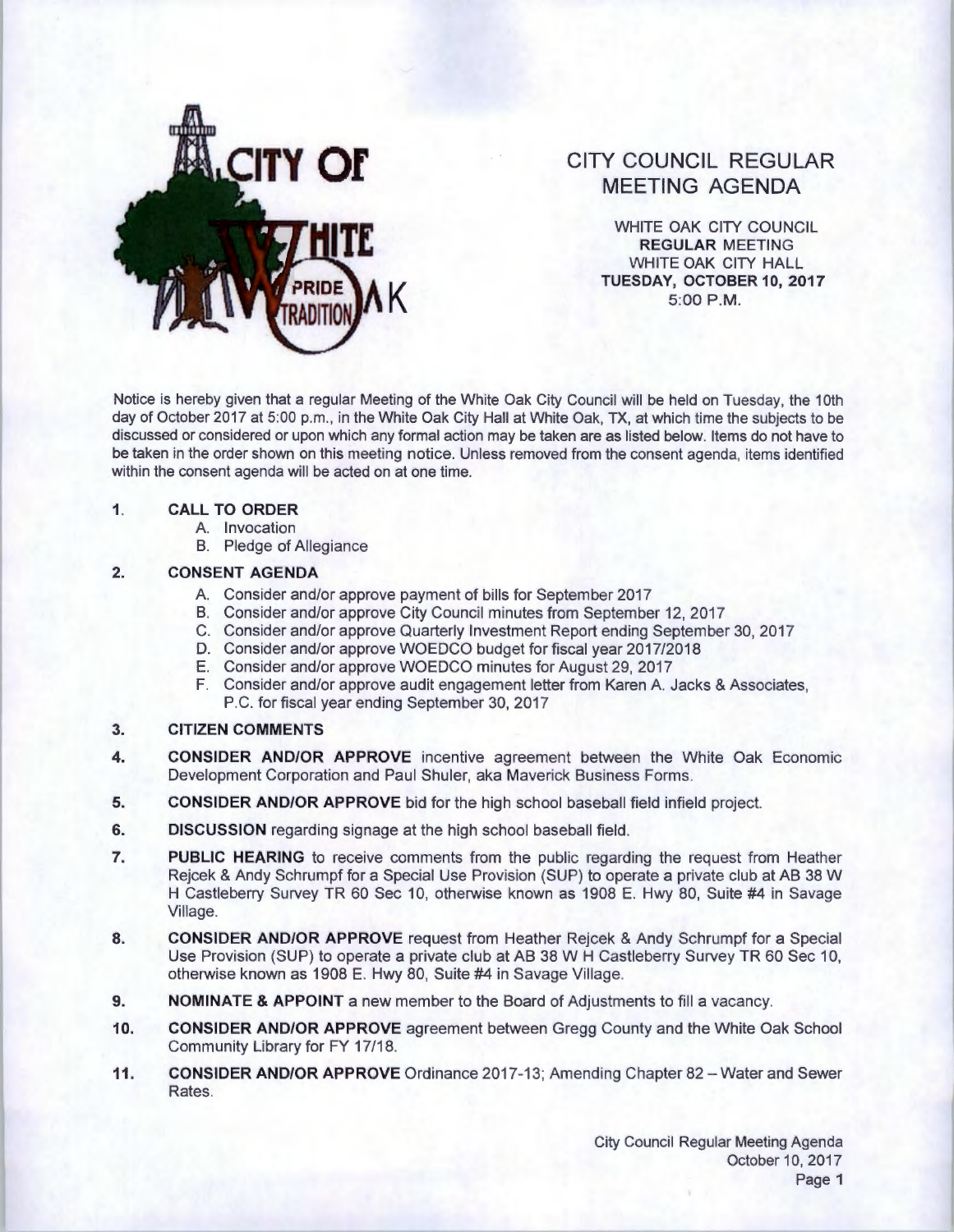CITY OF WHITE OAK

PRIDE TRADITION

# CITY COUNCIL REGULAR MEETING AGENDA

WHITE OAK CITY COUNCIL
**REGULAR** MEETING
WHITE OAK CITY HALL
**TUESDAY, OCTOBER 10, 2017**
5:00 P.M.

Notice is hereby given that a regular Meeting of the White Oak City Council will be held on Tuesday, the 10th day of October 2017 at 5:00 p.m., in the White Oak City Hall at White Oak, TX, at which time the subjects to be discussed or considered or upon which any formal action may be taken are as listed below. Items do not have to be taken in the order shown on this meeting notice. Unless removed from the consent agenda, items identified within the consent agenda will be acted on at one time.

1. **CALL TO ORDER**
   A. Invocation
   B. Pledge of Allegiance

2. **CONSENT AGENDA**
   A. Consider and/or approve payment of bills for September 2017
   B. Consider and/or approve City Council minutes from September 12, 2017
   C. Consider and/or approve Quarterly Investment Report ending September 30, 2017
   D. Consider and/or approve WOEDCO budget for fiscal year 2017/2018
   E. Consider and/or approve WOEDCO minutes for August 29, 2017
   F. Consider and/or approve audit engagement letter from Karen A. Jacks & Associates, P.C. for fiscal year ending September 30, 2017

3. **CITIZEN COMMENTS**

4. **CONSIDER AND/OR APPROVE** incentive agreement between the White Oak Economic Development Corporation and Paul Shuler, aka Maverick Business Forms.

5. **CONSIDER AND/OR APPROVE** bid for the high school baseball field infield project.

6. **DISCUSSION** regarding signage at the high school baseball field.

7. **PUBLIC HEARING** to receive comments from the public regarding the request from Heather Rejcek & Andy Schrumpf for a Special Use Provision (SUP) to operate a private club at AB 38 W H Castleberry Survey TR 60 Sec 10, otherwise known as 1908 E. Hwy 80, Suite #4 in Savage Village.

8. **CONSIDER AND/OR APPROVE** request from Heather Rejcek & Andy Schrumpf for a Special Use Provision (SUP) to operate a private club at AB 38 W H Castleberry Survey TR 60 Sec 10, otherwise known as 1908 E. Hwy 80, Suite #4 in Savage Village.

9. **NOMINATE & APPOINT** a new member to the Board of Adjustments to fill a vacancy.

10. **CONSIDER AND/OR APPROVE** agreement between Gregg County and the White Oak School Community Library for FY 17/18.

11. **CONSIDER AND/OR APPROVE** Ordinance 2017-13; Amending Chapter 82 – Water and Sewer Rates.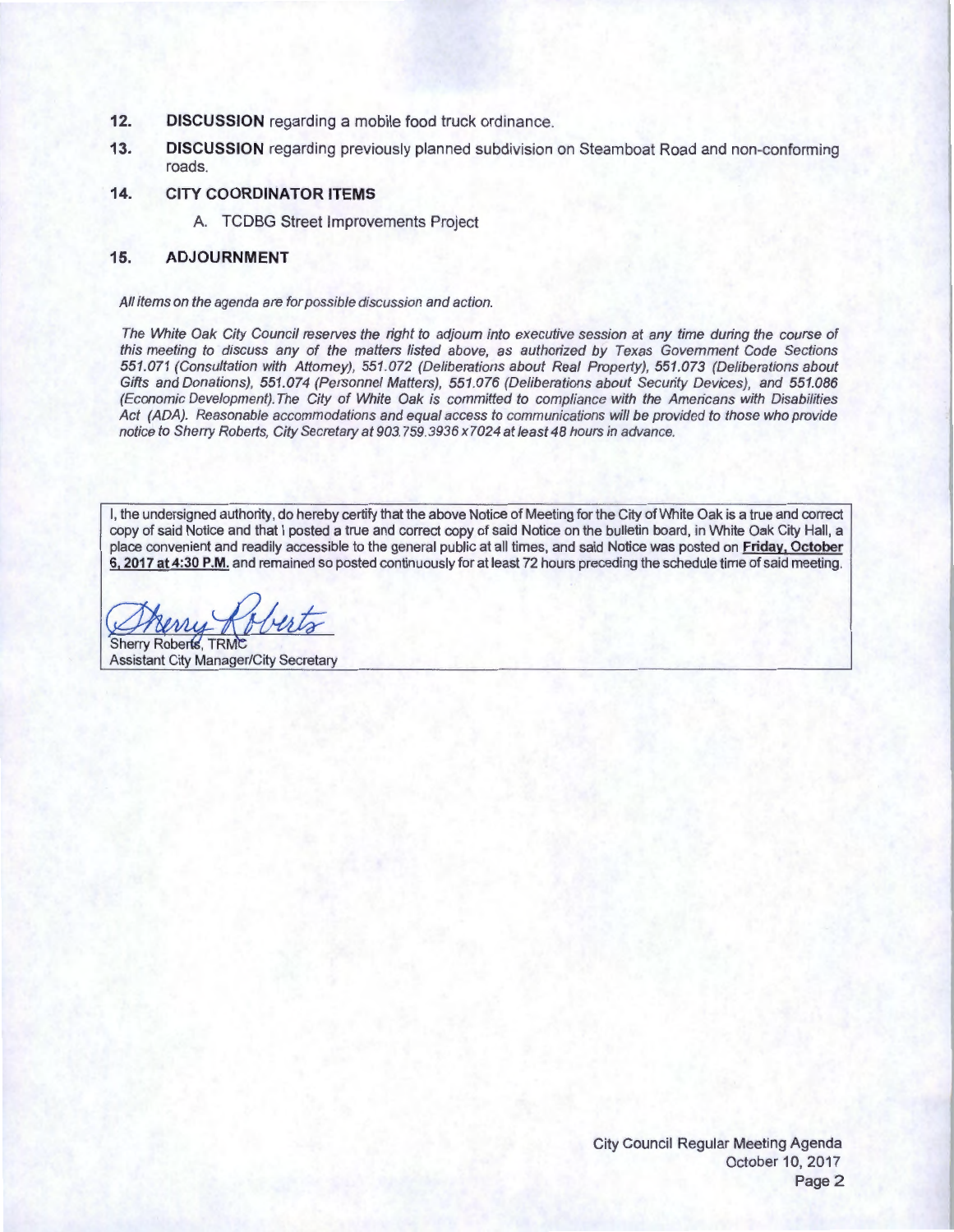12. **DISCUSSION** regarding a mobile food truck ordinance.

13. **DISCUSSION** regarding previously planned subdivision on Steamboat Road and non-conforming roads.

14. **CITY COORDINATOR ITEMS**

    A. TCDBG Street Improvements Project

15. **ADJOURNMENT**

*All items on the agenda are for possible discussion and action.*

*The White Oak City Council reserves the right to adjourn into executive session at any time during the course of this meeting to discuss any of the matters listed above, as authorized by Texas Government Code Sections 551.071 (Consultation with Attorney), 551.072 (Deliberations about Real Property), 551.073 (Deliberations about Gifts and Donations), 551.074 (Personnel Matters), 551.076 (Deliberations about Security Devices), and 551.086 (Economic Development). The City of White Oak is committed to compliance with the Americans with Disabilities Act (ADA). Reasonable accommodations and equal access to communications will be provided to those who provide notice to Sherry Roberts, City Secretary at 903.759.3936 x7024 at least 48 hours in advance.*

I, the undersigned authority, do hereby certify that the above Notice of Meeting for the City of White Oak is a true and correct copy of said Notice and that I posted a true and correct copy of said Notice on the bulletin board, in White Oak City Hall, a place convenient and readily accessible to the general public at all times, and said Notice was posted on **Friday, October 6, 2017 at 4:30 P.M.** and remained so posted continuously for at least 72 hours preceding the schedule time of said meeting.

Sherry Roberts

Sherry Roberts, TRMC
Assistant City Manager/City Secretary

City Council Regular Meeting Agenda
October 10, 2017